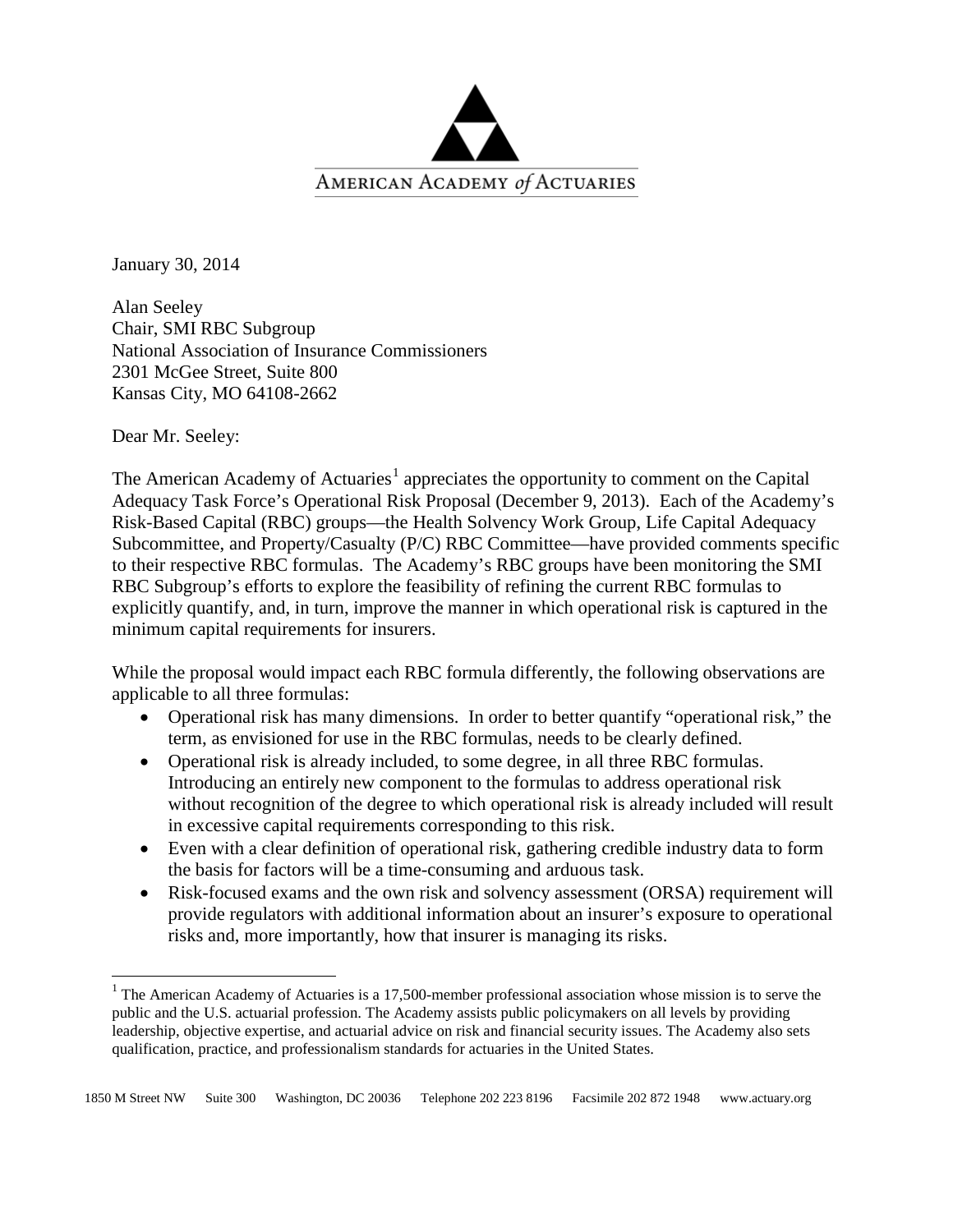AMERICAN ACADEMY *of* ACTUARIES

January 30, 2014

Alan Seeley
Chair, SMI RBC Subgroup
National Association of Insurance Commissioners
2301 McGee Street, Suite 800
Kansas City, MO 64108-2662

Dear Mr. Seeley:

The American Academy of Actuaries[1] appreciates the opportunity to comment on the Capital Adequacy Task Force's Operational Risk Proposal (December 9, 2013). Each of the Academy's Risk-Based Capital (RBC) groups—the Health Solvency Work Group, Life Capital Adequacy Subcommittee, and Property/Casualty (P/C) RBC Committee—have provided comments specific to their respective RBC formulas. The Academy's RBC groups have been monitoring the SMI RBC Subgroup's efforts to explore the feasibility of refining the current RBC formulas to explicitly quantify, and, in turn, improve the manner in which operational risk is captured in the minimum capital requirements for insurers.

While the proposal would impact each RBC formula differently, the following observations are applicable to all three formulas:

- Operational risk has many dimensions. In order to better quantify "operational risk," the term, as envisioned for use in the RBC formulas, needs to be clearly defined.
- Operational risk is already included, to some degree, in all three RBC formulas. Introducing an entirely new component to the formulas to address operational risk without recognition of the degree to which operational risk is already included will result in excessive capital requirements corresponding to this risk.
- Even with a clear definition of operational risk, gathering credible industry data to form the basis for factors will be a time-consuming and arduous task.
- Risk-focused exams and the own risk and solvency assessment (ORSA) requirement will provide regulators with additional information about an insurer's exposure to operational risks and, more importantly, how that insurer is managing its risks.

[1] The American Academy of Actuaries is a 17,500-member professional association whose mission is to serve the public and the U.S. actuarial profession. The Academy assists public policymakers on all levels by providing leadership, objective expertise, and actuarial advice on risk and financial security issues. The Academy also sets qualification, practice, and professionalism standards for actuaries in the United States.

1850 M Street NW Suite 300 Washington, DC 20036 Telephone 202 223 8196 Facsimile 202 872 1948 www.actuary.org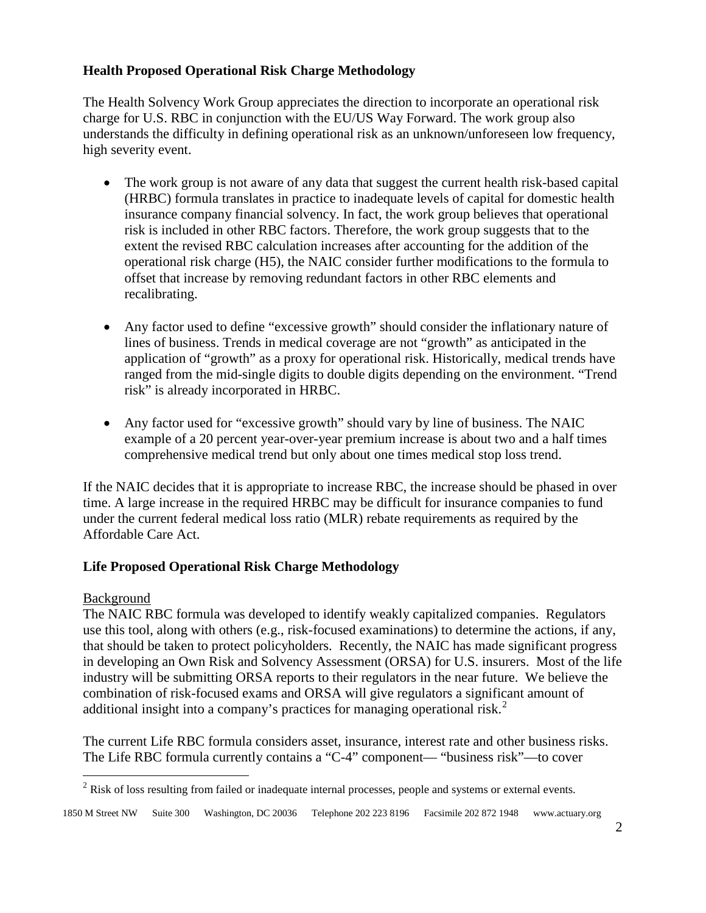**Health Proposed Operational Risk Charge Methodology**

The Health Solvency Work Group appreciates the direction to incorporate an operational risk charge for U.S. RBC in conjunction with the EU/US Way Forward. The work group also understands the difficulty in defining operational risk as an unknown/unforeseen low frequency, high severity event.

- The work group is not aware of any data that suggest the current health risk-based capital (HRBC) formula translates in practice to inadequate levels of capital for domestic health insurance company financial solvency. In fact, the work group believes that operational risk is included in other RBC factors. Therefore, the work group suggests that to the extent the revised RBC calculation increases after accounting for the addition of the operational risk charge (H5), the NAIC consider further modifications to the formula to offset that increase by removing redundant factors in other RBC elements and recalibrating.
- Any factor used to define "excessive growth" should consider the inflationary nature of lines of business. Trends in medical coverage are not "growth" as anticipated in the application of "growth" as a proxy for operational risk. Historically, medical trends have ranged from the mid-single digits to double digits depending on the environment. "Trend risk" is already incorporated in HRBC.
- Any factor used for "excessive growth" should vary by line of business. The NAIC example of a 20 percent year-over-year premium increase is about two and a half times comprehensive medical trend but only about one times medical stop loss trend.

If the NAIC decides that it is appropriate to increase RBC, the increase should be phased in over time. A large increase in the required HRBC may be difficult for insurance companies to fund under the current federal medical loss ratio (MLR) rebate requirements as required by the Affordable Care Act.

**Life Proposed Operational Risk Charge Methodology**

Background

The NAIC RBC formula was developed to identify weakly capitalized companies. Regulators use this tool, along with others (e.g., risk-focused examinations) to determine the actions, if any, that should be taken to protect policyholders. Recently, the NAIC has made significant progress in developing an Own Risk and Solvency Assessment (ORSA) for U.S. insurers. Most of the life industry will be submitting ORSA reports to their regulators in the near future. We believe the combination of risk-focused exams and ORSA will give regulators a significant amount of additional insight into a company's practices for managing operational risk.[2]

The current Life RBC formula considers asset, insurance, interest rate and other business risks. The Life RBC formula currently contains a "C-4" component— "business risk"—to cover

[2] Risk of loss resulting from failed or inadequate internal processes, people and systems or external events.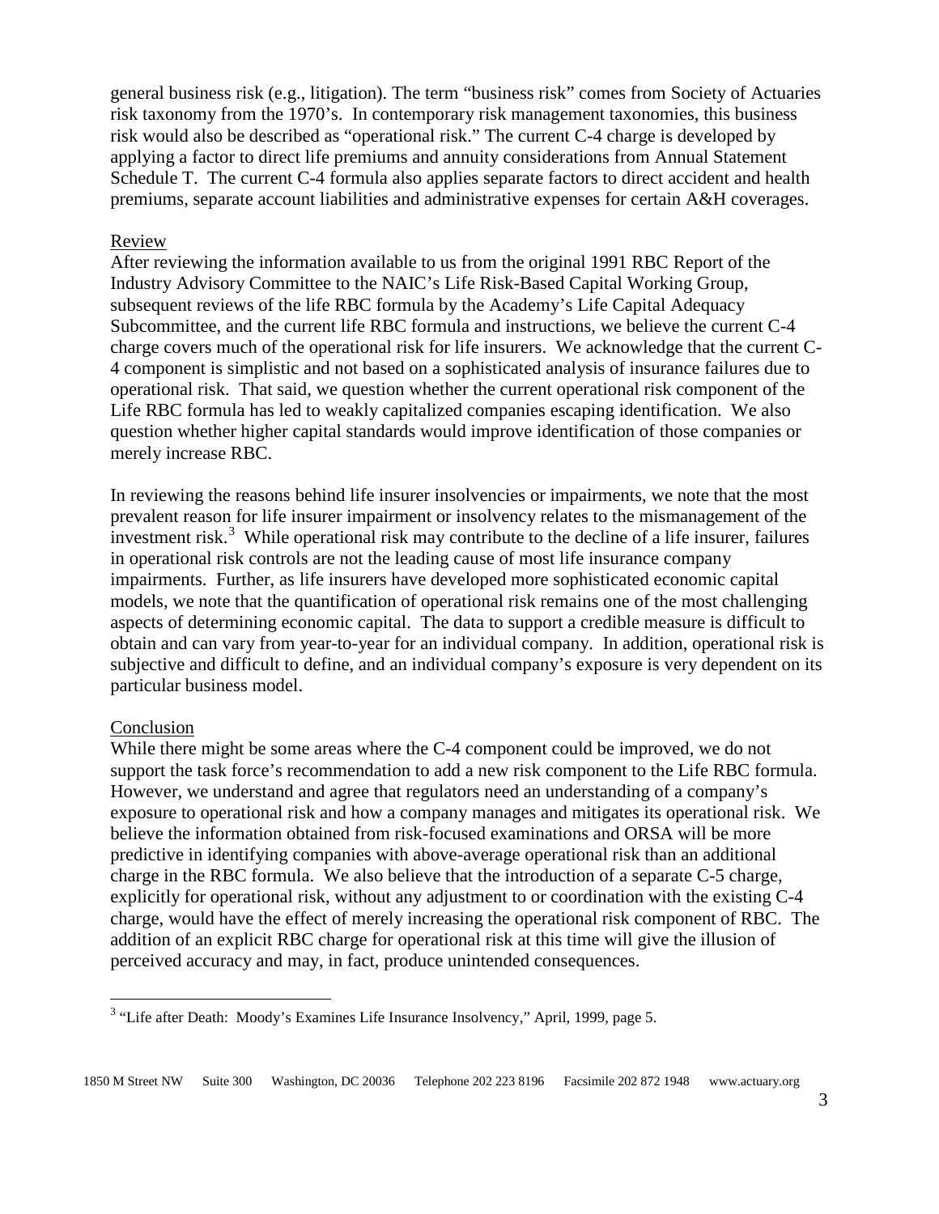general business risk (e.g., litigation). The term "business risk" comes from Society of Actuaries risk taxonomy from the 1970's. In contemporary risk management taxonomies, this business risk would also be described as "operational risk." The current C-4 charge is developed by applying a factor to direct life premiums and annuity considerations from Annual Statement Schedule T. The current C-4 formula also applies separate factors to direct accident and health premiums, separate account liabilities and administrative expenses for certain A&H coverages.

Review

After reviewing the information available to us from the original 1991 RBC Report of the Industry Advisory Committee to the NAIC's Life Risk-Based Capital Working Group, subsequent reviews of the life RBC formula by the Academy's Life Capital Adequacy Subcommittee, and the current life RBC formula and instructions, we believe the current C-4 charge covers much of the operational risk for life insurers. We acknowledge that the current C-4 component is simplistic and not based on a sophisticated analysis of insurance failures due to operational risk. That said, we question whether the current operational risk component of the Life RBC formula has led to weakly capitalized companies escaping identification. We also question whether higher capital standards would improve identification of those companies or merely increase RBC.

In reviewing the reasons behind life insurer insolvencies or impairments, we note that the most prevalent reason for life insurer impairment or insolvency relates to the mismanagement of the investment risk.[3] While operational risk may contribute to the decline of a life insurer, failures in operational risk controls are not the leading cause of most life insurance company impairments. Further, as life insurers have developed more sophisticated economic capital models, we note that the quantification of operational risk remains one of the most challenging aspects of determining economic capital. The data to support a credible measure is difficult to obtain and can vary from year-to-year for an individual company. In addition, operational risk is subjective and difficult to define, and an individual company's exposure is very dependent on its particular business model.

Conclusion

While there might be some areas where the C-4 component could be improved, we do not support the task force's recommendation to add a new risk component to the Life RBC formula. However, we understand and agree that regulators need an understanding of a company's exposure to operational risk and how a company manages and mitigates its operational risk. We believe the information obtained from risk-focused examinations and ORSA will be more predictive in identifying companies with above-average operational risk than an additional charge in the RBC formula. We also believe that the introduction of a separate C-5 charge, explicitly for operational risk, without any adjustment to or coordination with the existing C-4 charge, would have the effect of merely increasing the operational risk component of RBC. The addition of an explicit RBC charge for operational risk at this time will give the illusion of perceived accuracy and may, in fact, produce unintended consequences.

---

[3] "Life after Death: Moody's Examines Life Insurance Insolvency," April, 1999, page 5.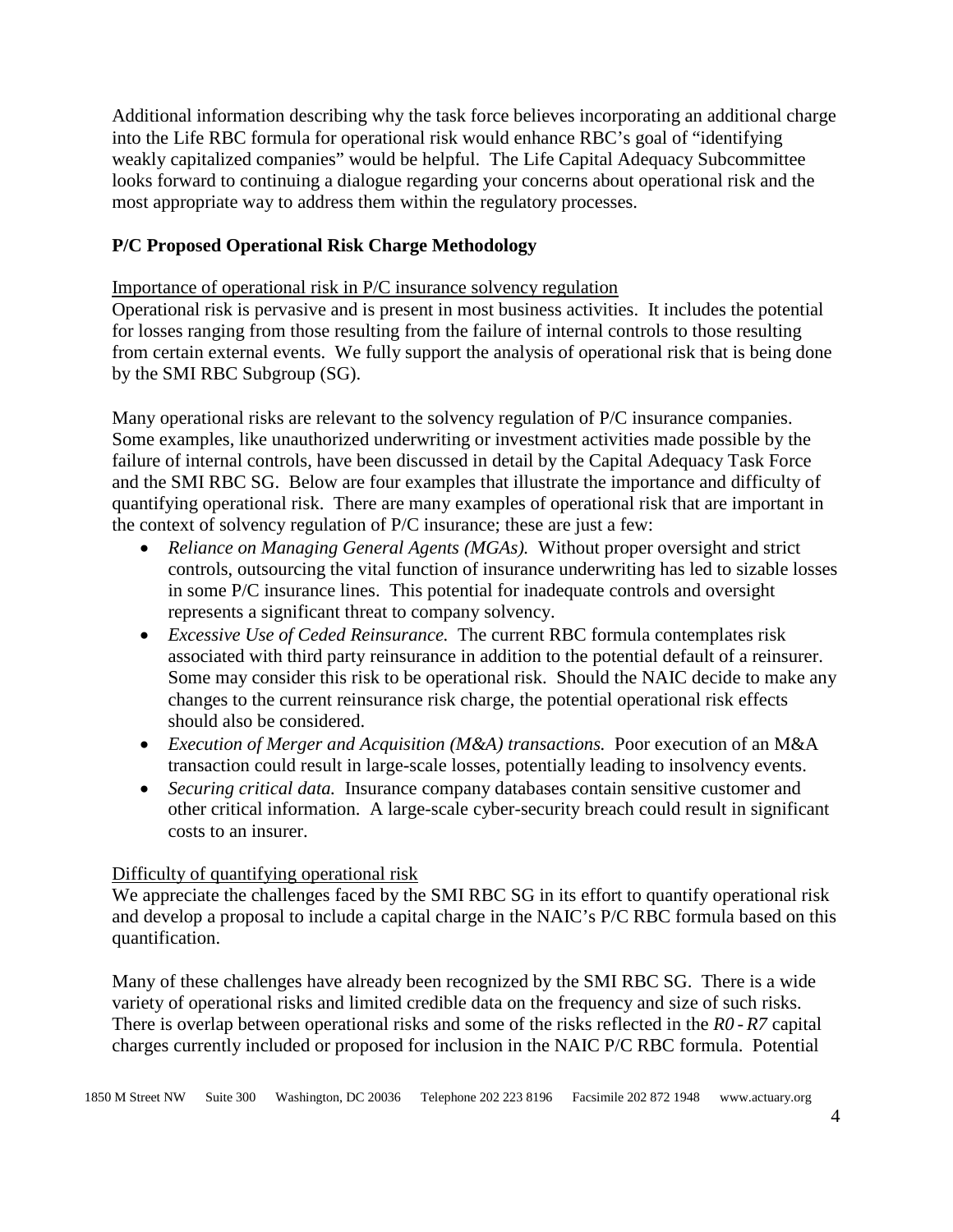Additional information describing why the task force believes incorporating an additional charge into the Life RBC formula for operational risk would enhance RBC's goal of "identifying weakly capitalized companies" would be helpful. The Life Capital Adequacy Subcommittee looks forward to continuing a dialogue regarding your concerns about operational risk and the most appropriate way to address them within the regulatory processes.

**P/C Proposed Operational Risk Charge Methodology**

<u>Importance of operational risk in P/C insurance solvency regulation</u>

Operational risk is pervasive and is present in most business activities. It includes the potential for losses ranging from those resulting from the failure of internal controls to those resulting from certain external events. We fully support the analysis of operational risk that is being done by the SMI RBC Subgroup (SG).

Many operational risks are relevant to the solvency regulation of P/C insurance companies. Some examples, like unauthorized underwriting or investment activities made possible by the failure of internal controls, have been discussed in detail by the Capital Adequacy Task Force and the SMI RBC SG. Below are four examples that illustrate the importance and difficulty of quantifying operational risk. There are many examples of operational risk that are important in the context of solvency regulation of P/C insurance; these are just a few:

- *Reliance on Managing General Agents (MGAs).* Without proper oversight and strict controls, outsourcing the vital function of insurance underwriting has led to sizable losses in some P/C insurance lines. This potential for inadequate controls and oversight represents a significant threat to company solvency.
- *Excessive Use of Ceded Reinsurance.* The current RBC formula contemplates risk associated with third party reinsurance in addition to the potential default of a reinsurer. Some may consider this risk to be operational risk. Should the NAIC decide to make any changes to the current reinsurance risk charge, the potential operational risk effects should also be considered.
- *Execution of Merger and Acquisition (M&A) transactions.* Poor execution of an M&A transaction could result in large-scale losses, potentially leading to insolvency events.
- *Securing critical data.* Insurance company databases contain sensitive customer and other critical information. A large-scale cyber-security breach could result in significant costs to an insurer.

<u>Difficulty of quantifying operational risk</u>

We appreciate the challenges faced by the SMI RBC SG in its effort to quantify operational risk and develop a proposal to include a capital charge in the NAIC's P/C RBC formula based on this quantification.

Many of these challenges have already been recognized by the SMI RBC SG. There is a wide variety of operational risks and limited credible data on the frequency and size of such risks. There is overlap between operational risks and some of the risks reflected in the *R0 - R7* capital charges currently included or proposed for inclusion in the NAIC P/C RBC formula. Potential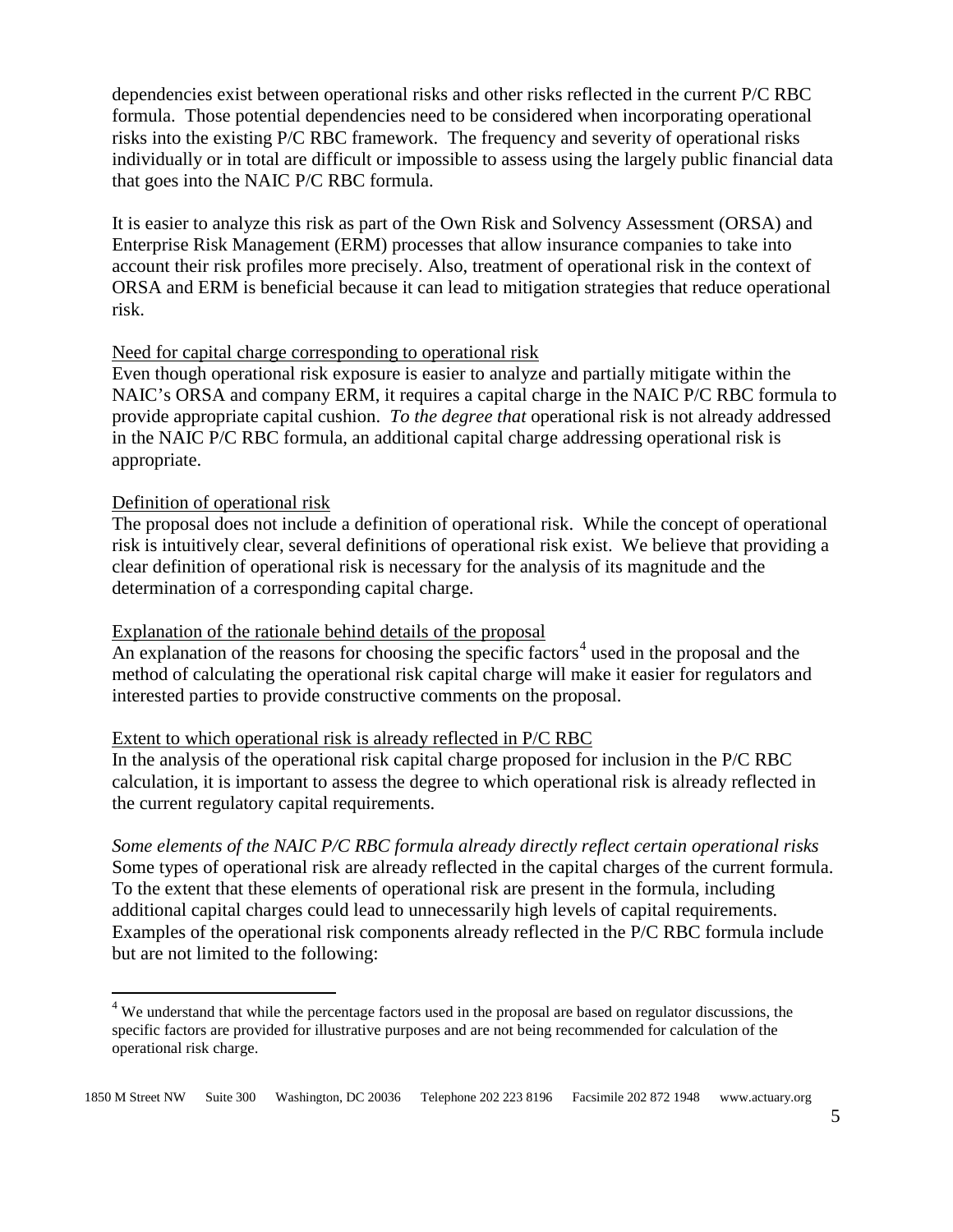dependencies exist between operational risks and other risks reflected in the current P/C RBC formula. Those potential dependencies need to be considered when incorporating operational risks into the existing P/C RBC framework. The frequency and severity of operational risks individually or in total are difficult or impossible to assess using the largely public financial data that goes into the NAIC P/C RBC formula.

It is easier to analyze this risk as part of the Own Risk and Solvency Assessment (ORSA) and Enterprise Risk Management (ERM) processes that allow insurance companies to take into account their risk profiles more precisely. Also, treatment of operational risk in the context of ORSA and ERM is beneficial because it can lead to mitigation strategies that reduce operational risk.

<u>Need for capital charge corresponding to operational risk</u>

Even though operational risk exposure is easier to analyze and partially mitigate within the NAIC's ORSA and company ERM, it requires a capital charge in the NAIC P/C RBC formula to provide appropriate capital cushion. *To the degree that* operational risk is not already addressed in the NAIC P/C RBC formula, an additional capital charge addressing operational risk is appropriate.

<u>Definition of operational risk</u>

The proposal does not include a definition of operational risk. While the concept of operational risk is intuitively clear, several definitions of operational risk exist. We believe that providing a clear definition of operational risk is necessary for the analysis of its magnitude and the determination of a corresponding capital charge.

<u>Explanation of the rationale behind details of the proposal</u>

An explanation of the reasons for choosing the specific factors[4] used in the proposal and the method of calculating the operational risk capital charge will make it easier for regulators and interested parties to provide constructive comments on the proposal.

<u>Extent to which operational risk is already reflected in P/C RBC</u>

In the analysis of the operational risk capital charge proposed for inclusion in the P/C RBC calculation, it is important to assess the degree to which operational risk is already reflected in the current regulatory capital requirements.

*Some elements of the NAIC P/C RBC formula already directly reflect certain operational risks*

Some types of operational risk are already reflected in the capital charges of the current formula. To the extent that these elements of operational risk are present in the formula, including additional capital charges could lead to unnecessarily high levels of capital requirements. Examples of the operational risk components already reflected in the P/C RBC formula include but are not limited to the following:

[4] We understand that while the percentage factors used in the proposal are based on regulator discussions, the specific factors are provided for illustrative purposes and are not being recommended for calculation of the operational risk charge.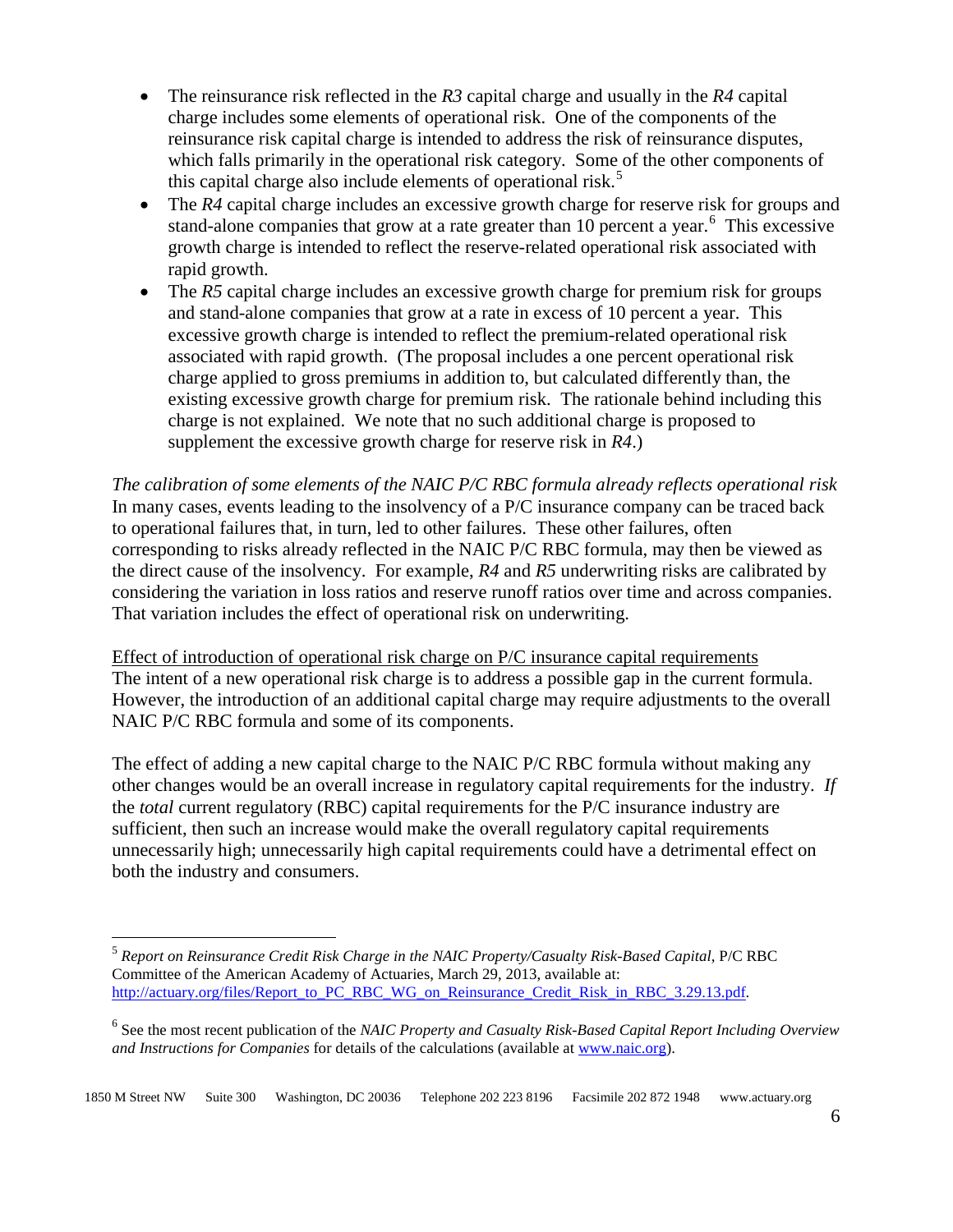- The reinsurance risk reflected in the *R3* capital charge and usually in the *R4* capital charge includes some elements of operational risk. One of the components of the reinsurance risk capital charge is intended to address the risk of reinsurance disputes, which falls primarily in the operational risk category. Some of the other components of this capital charge also include elements of operational risk.[5]
- The *R4* capital charge includes an excessive growth charge for reserve risk for groups and stand-alone companies that grow at a rate greater than 10 percent a year.[6] This excessive growth charge is intended to reflect the reserve-related operational risk associated with rapid growth.
- The *R5* capital charge includes an excessive growth charge for premium risk for groups and stand-alone companies that grow at a rate in excess of 10 percent a year. This excessive growth charge is intended to reflect the premium-related operational risk associated with rapid growth. (The proposal includes a one percent operational risk charge applied to gross premiums in addition to, but calculated differently than, the existing excessive growth charge for premium risk. The rationale behind including this charge is not explained. We note that no such additional charge is proposed to supplement the excessive growth charge for reserve risk in *R4*.)

*The calibration of some elements of the NAIC P/C RBC formula already reflects operational risk*

In many cases, events leading to the insolvency of a P/C insurance company can be traced back to operational failures that, in turn, led to other failures. These other failures, often corresponding to risks already reflected in the NAIC P/C RBC formula, may then be viewed as the direct cause of the insolvency. For example, *R4* and *R5* underwriting risks are calibrated by considering the variation in loss ratios and reserve runoff ratios over time and across companies. That variation includes the effect of operational risk on underwriting.

<u>Effect of introduction of operational risk charge on P/C insurance capital requirements</u>

The intent of a new operational risk charge is to address a possible gap in the current formula. However, the introduction of an additional capital charge may require adjustments to the overall NAIC P/C RBC formula and some of its components.

The effect of adding a new capital charge to the NAIC P/C RBC formula without making any other changes would be an overall increase in regulatory capital requirements for the industry. *If* the *total* current regulatory (RBC) capital requirements for the P/C insurance industry are sufficient, then such an increase would make the overall regulatory capital requirements unnecessarily high; unnecessarily high capital requirements could have a detrimental effect on both the industry and consumers.

---

[5] *Report on Reinsurance Credit Risk Charge in the NAIC Property/Casualty Risk-Based Capital*, P/C RBC Committee of the American Academy of Actuaries, March 29, 2013, available at: http://actuary.org/files/Report_to_PC_RBC_WG_on_Reinsurance_Credit_Risk_in_RBC_3.29.13.pdf.

[6] See the most recent publication of the *NAIC Property and Casualty Risk-Based Capital Report Including Overview and Instructions for Companies* for details of the calculations (available at www.naic.org).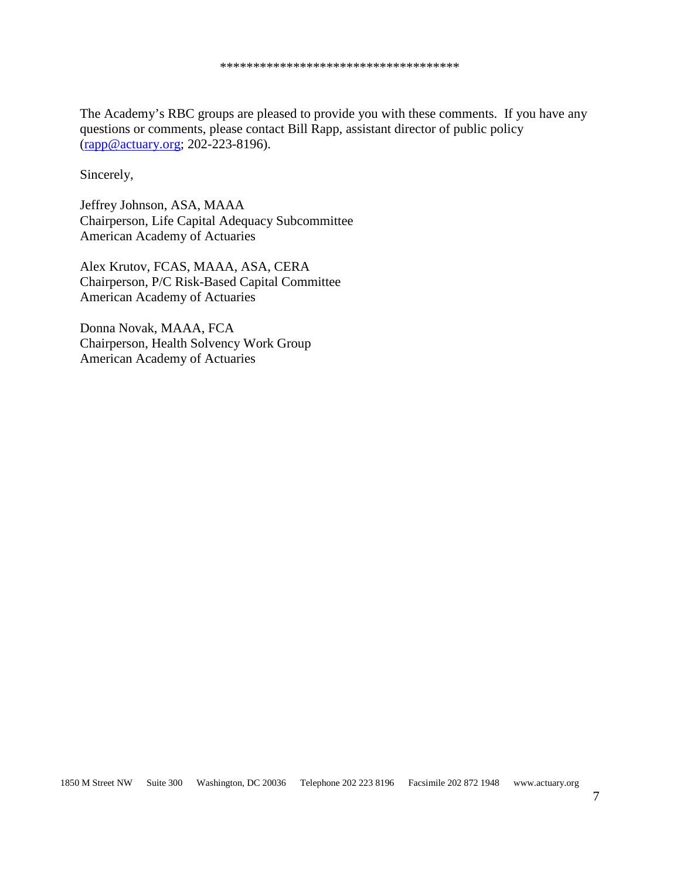\*\*\*\*\*\*\*\*\*\*\*\*\*\*\*\*\*\*\*\*\*\*\*\*\*\*\*\*\*\*\*\*\*\*\*\*

The Academy's RBC groups are pleased to provide you with these comments. If you have any questions or comments, please contact Bill Rapp, assistant director of public policy (rapp@actuary.org; 202-223-8196).

Sincerely,

Jeffrey Johnson, ASA, MAAA
Chairperson, Life Capital Adequacy Subcommittee
American Academy of Actuaries

Alex Krutov, FCAS, MAAA, ASA, CERA
Chairperson, P/C Risk-Based Capital Committee
American Academy of Actuaries

Donna Novak, MAAA, FCA
Chairperson, Health Solvency Work Group
American Academy of Actuaries

1850 M Street NW Suite 300 Washington, DC 20036 Telephone 202 223 8196 Facsimile 202 872 1948 www.actuary.org